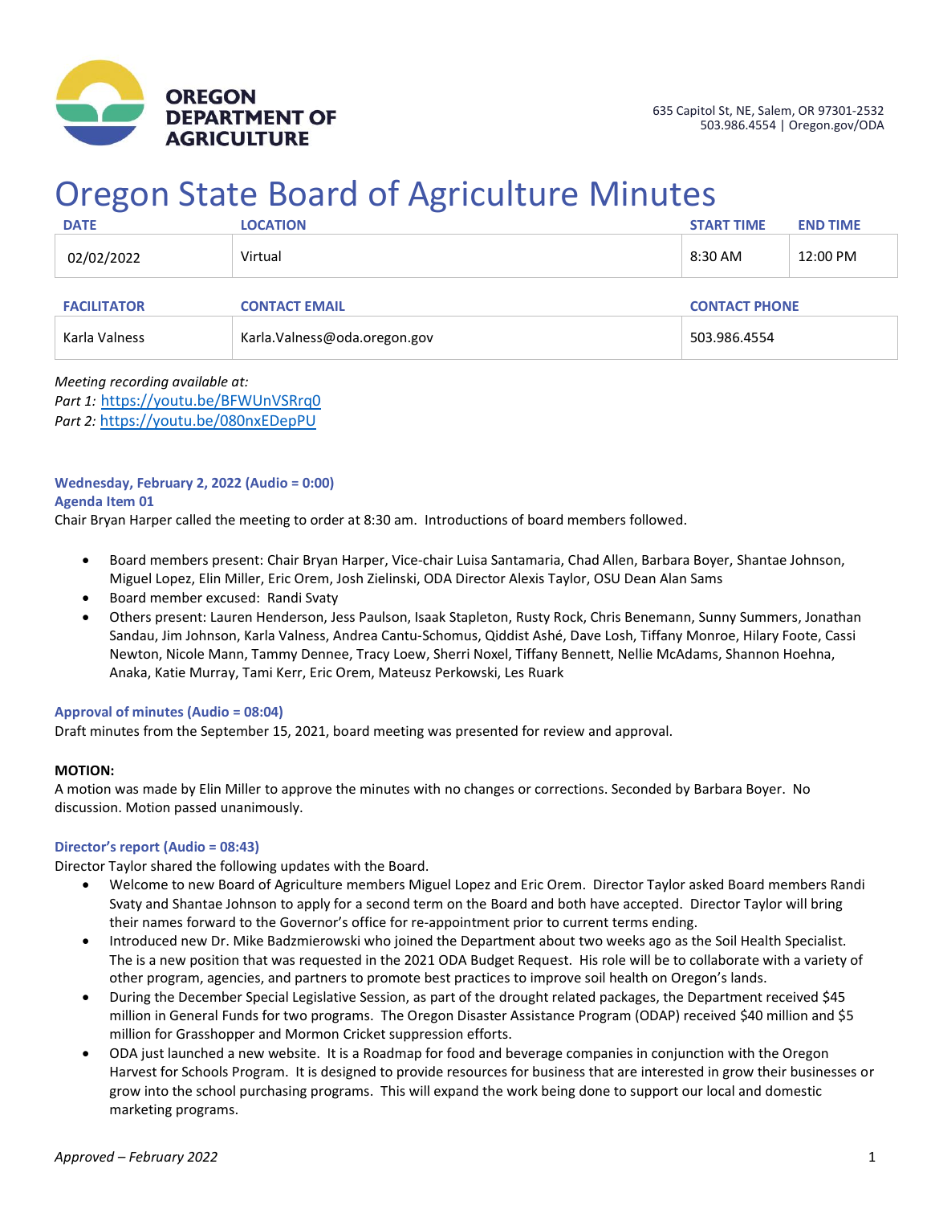OREGON DEPARTMENT OF AGRICULTURE

635 Capitol St, NE, Salem, OR 97301-2532
503.986.4554 | Oregon.gov/ODA

# Oregon State Board of Agriculture Minutes

| DATE | LOCATION | START TIME | END TIME |
|---|---|---|---|
| 02/02/2022 | Virtual | 8:30 AM | 12:00 PM |

| FACILITATOR | CONTACT EMAIL | CONTACT PHONE |
|---|---|---|
| Karla Valness | Karla.Valness@oda.oregon.gov | 503.986.4554 |

*Meeting recording available at:*
*Part 1:* https://youtu.be/BFWUnVSRrq0
*Part 2:* https://youtu.be/080nxEDepPU

### Wednesday, February 2, 2022 (Audio = 0:00)

### Agenda Item 01

Chair Bryan Harper called the meeting to order at 8:30 am. Introductions of board members followed.

- Board members present: Chair Bryan Harper, Vice-chair Luisa Santamaria, Chad Allen, Barbara Boyer, Shantae Johnson, Miguel Lopez, Elin Miller, Eric Orem, Josh Zielinski, ODA Director Alexis Taylor, OSU Dean Alan Sams
- Board member excused: Randi Svaty
- Others present: Lauren Henderson, Jess Paulson, Isaak Stapleton, Rusty Rock, Chris Benemann, Sunny Summers, Jonathan Sandau, Jim Johnson, Karla Valness, Andrea Cantu-Schomus, Qiddist Ashé, Dave Losh, Tiffany Monroe, Hilary Foote, Cassi Newton, Nicole Mann, Tammy Dennee, Tracy Loew, Sherri Noxel, Tiffany Bennett, Nellie McAdams, Shannon Hoehna, Anaka, Katie Murray, Tami Kerr, Eric Orem, Mateusz Perkowski, Les Ruark

### Approval of minutes (Audio = 08:04)

Draft minutes from the September 15, 2021, board meeting was presented for review and approval.

**MOTION:**
A motion was made by Elin Miller to approve the minutes with no changes or corrections. Seconded by Barbara Boyer. No discussion. Motion passed unanimously.

### Director's report (Audio = 08:43)

Director Taylor shared the following updates with the Board.

- Welcome to new Board of Agriculture members Miguel Lopez and Eric Orem. Director Taylor asked Board members Randi Svaty and Shantae Johnson to apply for a second term on the Board and both have accepted. Director Taylor will bring their names forward to the Governor's office for re-appointment prior to current terms ending.
- Introduced new Dr. Mike Badzmierowski who joined the Department about two weeks ago as the Soil Health Specialist. The is a new position that was requested in the 2021 ODA Budget Request. His role will be to collaborate with a variety of other program, agencies, and partners to promote best practices to improve soil health on Oregon's lands.
- During the December Special Legislative Session, as part of the drought related packages, the Department received $45 million in General Funds for two programs. The Oregon Disaster Assistance Program (ODAP) received $40 million and $5 million for Grasshopper and Mormon Cricket suppression efforts.
- ODA just launched a new website. It is a Roadmap for food and beverage companies in conjunction with the Oregon Harvest for Schools Program. It is designed to provide resources for business that are interested in grow their businesses or grow into the school purchasing programs. This will expand the work being done to support our local and domestic marketing programs.

*Approved – February 2022*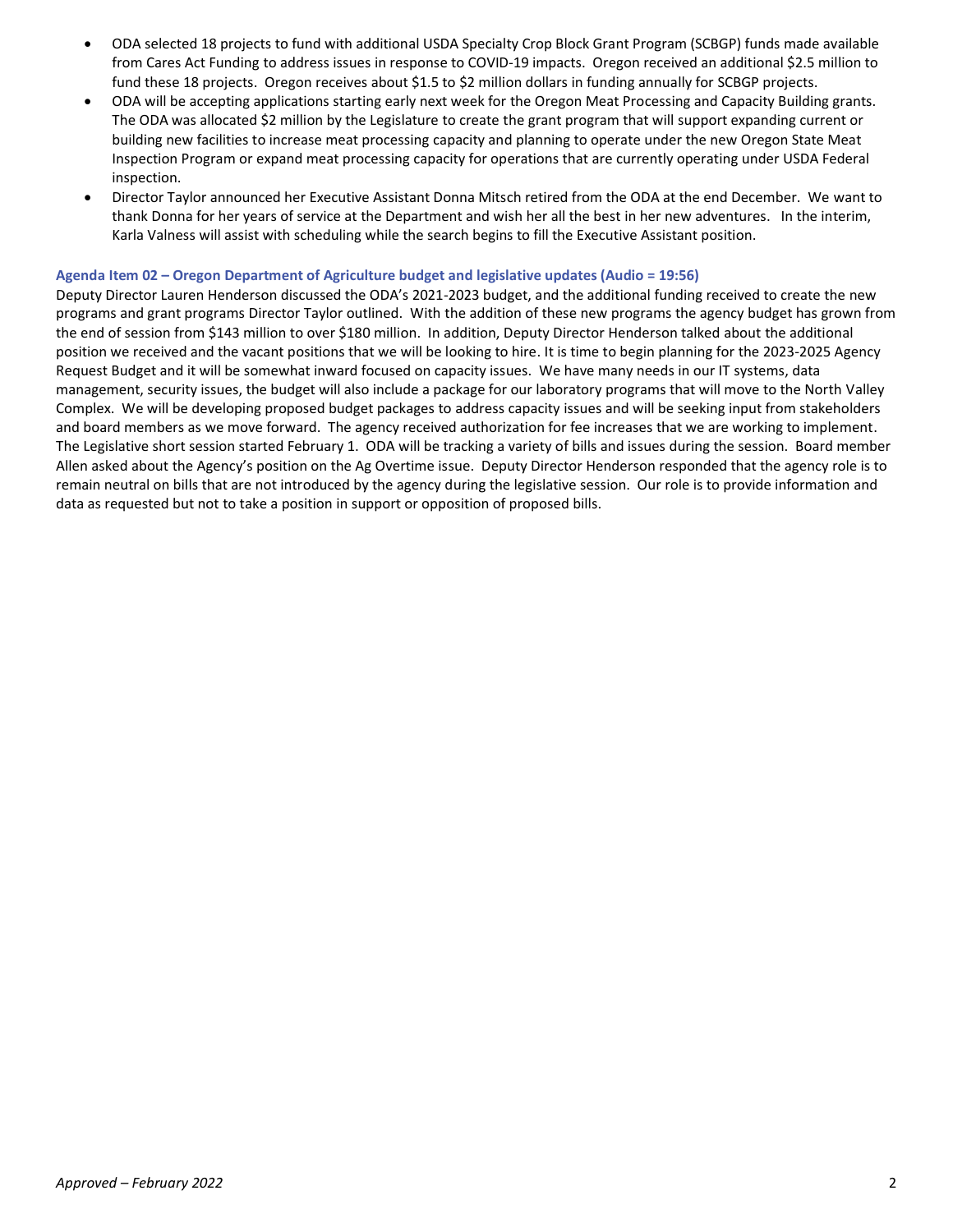- ODA selected 18 projects to fund with additional USDA Specialty Crop Block Grant Program (SCBGP) funds made available from Cares Act Funding to address issues in response to COVID-19 impacts. Oregon received an additional $2.5 million to fund these 18 projects. Oregon receives about $1.5 to $2 million dollars in funding annually for SCBGP projects.
- ODA will be accepting applications starting early next week for the Oregon Meat Processing and Capacity Building grants. The ODA was allocated $2 million by the Legislature to create the grant program that will support expanding current or building new facilities to increase meat processing capacity and planning to operate under the new Oregon State Meat Inspection Program or expand meat processing capacity for operations that are currently operating under USDA Federal inspection.
- Director Taylor announced her Executive Assistant Donna Mitsch retired from the ODA at the end December. We want to thank Donna for her years of service at the Department and wish her all the best in her new adventures. In the interim, Karla Valness will assist with scheduling while the search begins to fill the Executive Assistant position.

### Agenda Item 02 – Oregon Department of Agriculture budget and legislative updates (Audio = 19:56)

Deputy Director Lauren Henderson discussed the ODA's 2021-2023 budget, and the additional funding received to create the new programs and grant programs Director Taylor outlined. With the addition of these new programs the agency budget has grown from the end of session from $143 million to over $180 million. In addition, Deputy Director Henderson talked about the additional position we received and the vacant positions that we will be looking to hire. It is time to begin planning for the 2023-2025 Agency Request Budget and it will be somewhat inward focused on capacity issues. We have many needs in our IT systems, data management, security issues, the budget will also include a package for our laboratory programs that will move to the North Valley Complex. We will be developing proposed budget packages to address capacity issues and will be seeking input from stakeholders and board members as we move forward. The agency received authorization for fee increases that we are working to implement. The Legislative short session started February 1. ODA will be tracking a variety of bills and issues during the session. Board member Allen asked about the Agency's position on the Ag Overtime issue. Deputy Director Henderson responded that the agency role is to remain neutral on bills that are not introduced by the agency during the legislative session. Our role is to provide information and data as requested but not to take a position in support or opposition of proposed bills.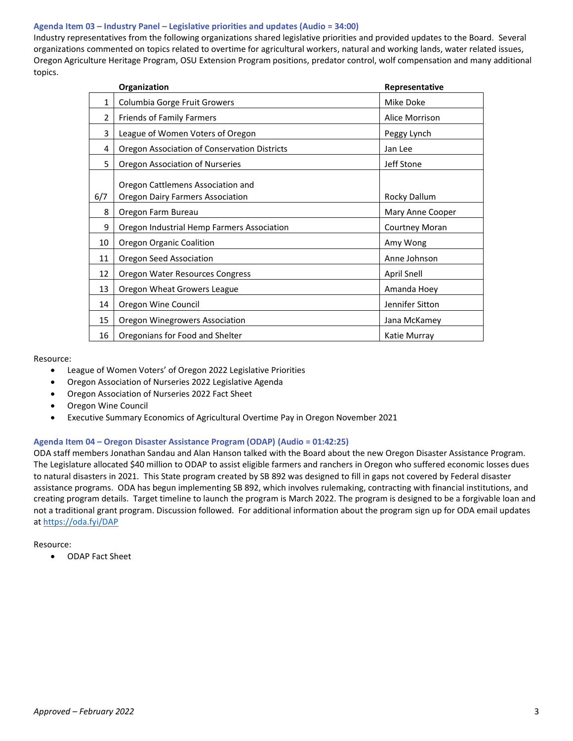### Agenda Item 03 – Industry Panel – Legislative priorities and updates (Audio = 34:00)

Industry representatives from the following organizations shared legislative priorities and provided updates to the Board. Several organizations commented on topics related to overtime for agricultural workers, natural and working lands, water related issues, Oregon Agriculture Heritage Program, OSU Extension Program positions, predator control, wolf compensation and many additional topics.

| | Organization | Representative |
|---|---|---|
| 1 | Columbia Gorge Fruit Growers | Mike Doke |
| 2 | Friends of Family Farmers | Alice Morrison |
| 3 | League of Women Voters of Oregon | Peggy Lynch |
| 4 | Oregon Association of Conservation Districts | Jan Lee |
| 5 | Oregon Association of Nurseries | Jeff Stone |
| 6/7 | Oregon Cattlemens Association and Oregon Dairy Farmers Association | Rocky Dallum |
| 8 | Oregon Farm Bureau | Mary Anne Cooper |
| 9 | Oregon Industrial Hemp Farmers Association | Courtney Moran |
| 10 | Oregon Organic Coalition | Amy Wong |
| 11 | Oregon Seed Association | Anne Johnson |
| 12 | Oregon Water Resources Congress | April Snell |
| 13 | Oregon Wheat Growers League | Amanda Hoey |
| 14 | Oregon Wine Council | Jennifer Sitton |
| 15 | Oregon Winegrowers Association | Jana McKamey |
| 16 | Oregonians for Food and Shelter | Katie Murray |

Resource:

- League of Women Voters' of Oregon 2022 Legislative Priorities
- Oregon Association of Nurseries 2022 Legislative Agenda
- Oregon Association of Nurseries 2022 Fact Sheet
- Oregon Wine Council
- Executive Summary Economics of Agricultural Overtime Pay in Oregon November 2021

### Agenda Item 04 – Oregon Disaster Assistance Program (ODAP) (Audio = 01:42:25)

ODA staff members Jonathan Sandau and Alan Hanson talked with the Board about the new Oregon Disaster Assistance Program. The Legislature allocated $40 million to ODAP to assist eligible farmers and ranchers in Oregon who suffered economic losses dues to natural disasters in 2021. This State program created by SB 892 was designed to fill in gaps not covered by Federal disaster assistance programs. ODA has begun implementing SB 892, which involves rulemaking, contracting with financial institutions, and creating program details. Target timeline to launch the program is March 2022. The program is designed to be a forgivable loan and not a traditional grant program. Discussion followed. For additional information about the program sign up for ODA email updates at https://oda.fyi/DAP

Resource:

- ODAP Fact Sheet

*Approved – February 2022*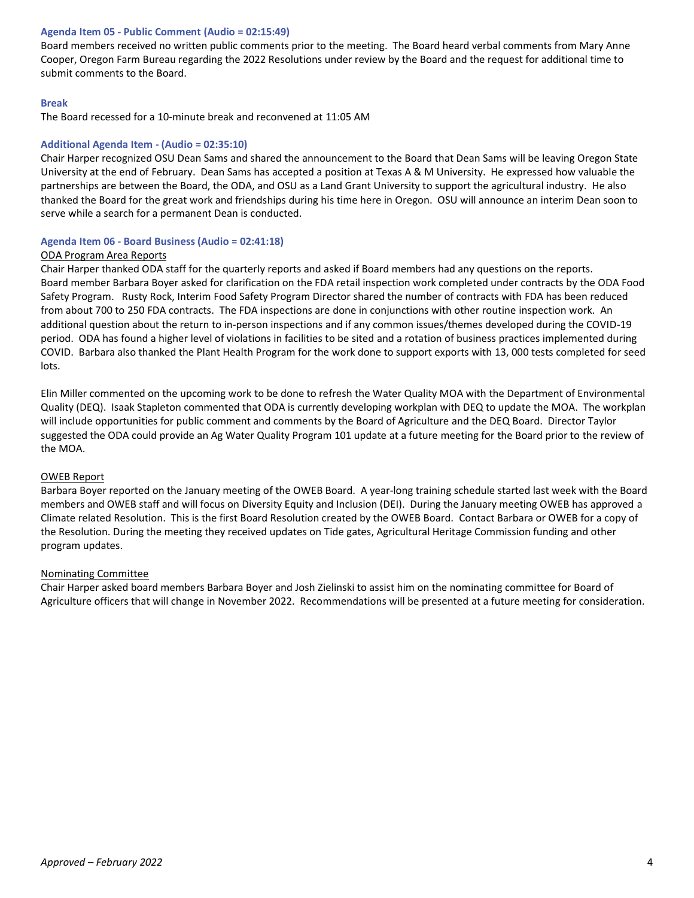### Agenda Item 05 - Public Comment (Audio = 02:15:49)

Board members received no written public comments prior to the meeting. The Board heard verbal comments from Mary Anne Cooper, Oregon Farm Bureau regarding the 2022 Resolutions under review by the Board and the request for additional time to submit comments to the Board.

### Break

The Board recessed for a 10-minute break and reconvened at 11:05 AM

### Additional Agenda Item - (Audio = 02:35:10)

Chair Harper recognized OSU Dean Sams and shared the announcement to the Board that Dean Sams will be leaving Oregon State University at the end of February. Dean Sams has accepted a position at Texas A & M University. He expressed how valuable the partnerships are between the Board, the ODA, and OSU as a Land Grant University to support the agricultural industry. He also thanked the Board for the great work and friendships during his time here in Oregon. OSU will announce an interim Dean soon to serve while a search for a permanent Dean is conducted.

### Agenda Item 06 - Board Business (Audio = 02:41:18)

ODA Program Area Reports

Chair Harper thanked ODA staff for the quarterly reports and asked if Board members had any questions on the reports. Board member Barbara Boyer asked for clarification on the FDA retail inspection work completed under contracts by the ODA Food Safety Program. Rusty Rock, Interim Food Safety Program Director shared the number of contracts with FDA has been reduced from about 700 to 250 FDA contracts. The FDA inspections are done in conjunctions with other routine inspection work. An additional question about the return to in-person inspections and if any common issues/themes developed during the COVID-19 period. ODA has found a higher level of violations in facilities to be sited and a rotation of business practices implemented during COVID. Barbara also thanked the Plant Health Program for the work done to support exports with 13, 000 tests completed for seed lots.

Elin Miller commented on the upcoming work to be done to refresh the Water Quality MOA with the Department of Environmental Quality (DEQ). Isaak Stapleton commented that ODA is currently developing workplan with DEQ to update the MOA. The workplan will include opportunities for public comment and comments by the Board of Agriculture and the DEQ Board. Director Taylor suggested the ODA could provide an Ag Water Quality Program 101 update at a future meeting for the Board prior to the review of the MOA.

OWEB Report

Barbara Boyer reported on the January meeting of the OWEB Board. A year-long training schedule started last week with the Board members and OWEB staff and will focus on Diversity Equity and Inclusion (DEI). During the January meeting OWEB has approved a Climate related Resolution. This is the first Board Resolution created by the OWEB Board. Contact Barbara or OWEB for a copy of the Resolution. During the meeting they received updates on Tide gates, Agricultural Heritage Commission funding and other program updates.

Nominating Committee

Chair Harper asked board members Barbara Boyer and Josh Zielinski to assist him on the nominating committee for Board of Agriculture officers that will change in November 2022. Recommendations will be presented at a future meeting for consideration.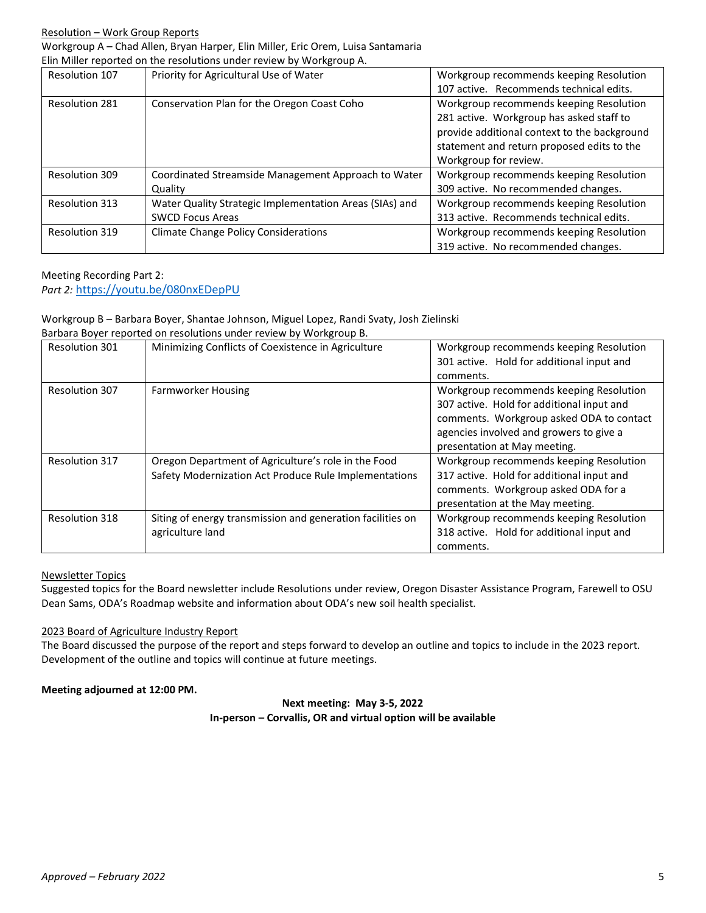<u>Resolution – Work Group Reports</u>

Workgroup A – Chad Allen, Bryan Harper, Elin Miller, Eric Orem, Luisa Santamaria
Elin Miller reported on the resolutions under review by Workgroup A.

| | | |
|---|---|---|
| Resolution 107 | Priority for Agricultural Use of Water | Workgroup recommends keeping Resolution 107 active. Recommends technical edits. |
| Resolution 281 | Conservation Plan for the Oregon Coast Coho | Workgroup recommends keeping Resolution 281 active. Workgroup has asked staff to provide additional context to the background statement and return proposed edits to the Workgroup for review. |
| Resolution 309 | Coordinated Streamside Management Approach to Water Quality | Workgroup recommends keeping Resolution 309 active. No recommended changes. |
| Resolution 313 | Water Quality Strategic Implementation Areas (SIAs) and SWCD Focus Areas | Workgroup recommends keeping Resolution 313 active. Recommends technical edits. |
| Resolution 319 | Climate Change Policy Considerations | Workgroup recommends keeping Resolution 319 active. No recommended changes. |

Meeting Recording Part 2:
*Part 2:* https://youtu.be/080nxEDepPU

Workgroup B – Barbara Boyer, Shantae Johnson, Miguel Lopez, Randi Svaty, Josh Zielinski
Barbara Boyer reported on resolutions under review by Workgroup B.

| | | |
|---|---|---|
| Resolution 301 | Minimizing Conflicts of Coexistence in Agriculture | Workgroup recommends keeping Resolution 301 active. Hold for additional input and comments. |
| Resolution 307 | Farmworker Housing | Workgroup recommends keeping Resolution 307 active. Hold for additional input and comments. Workgroup asked ODA to contact agencies involved and growers to give a presentation at May meeting. |
| Resolution 317 | Oregon Department of Agriculture's role in the Food Safety Modernization Act Produce Rule Implementations | Workgroup recommends keeping Resolution 317 active. Hold for additional input and comments. Workgroup asked ODA for a presentation at the May meeting. |
| Resolution 318 | Siting of energy transmission and generation facilities on agriculture land | Workgroup recommends keeping Resolution 318 active. Hold for additional input and comments. |

<u>Newsletter Topics</u>

Suggested topics for the Board newsletter include Resolutions under review, Oregon Disaster Assistance Program, Farewell to OSU Dean Sams, ODA's Roadmap website and information about ODA's new soil health specialist.

<u>2023 Board of Agriculture Industry Report</u>

The Board discussed the purpose of the report and steps forward to develop an outline and topics to include in the 2023 report. Development of the outline and topics will continue at future meetings.

**Meeting adjourned at 12:00 PM.**

**Next meeting: May 3-5, 2022**
**In-person – Corvallis, OR and virtual option will be available**

*Approved – February 2022*